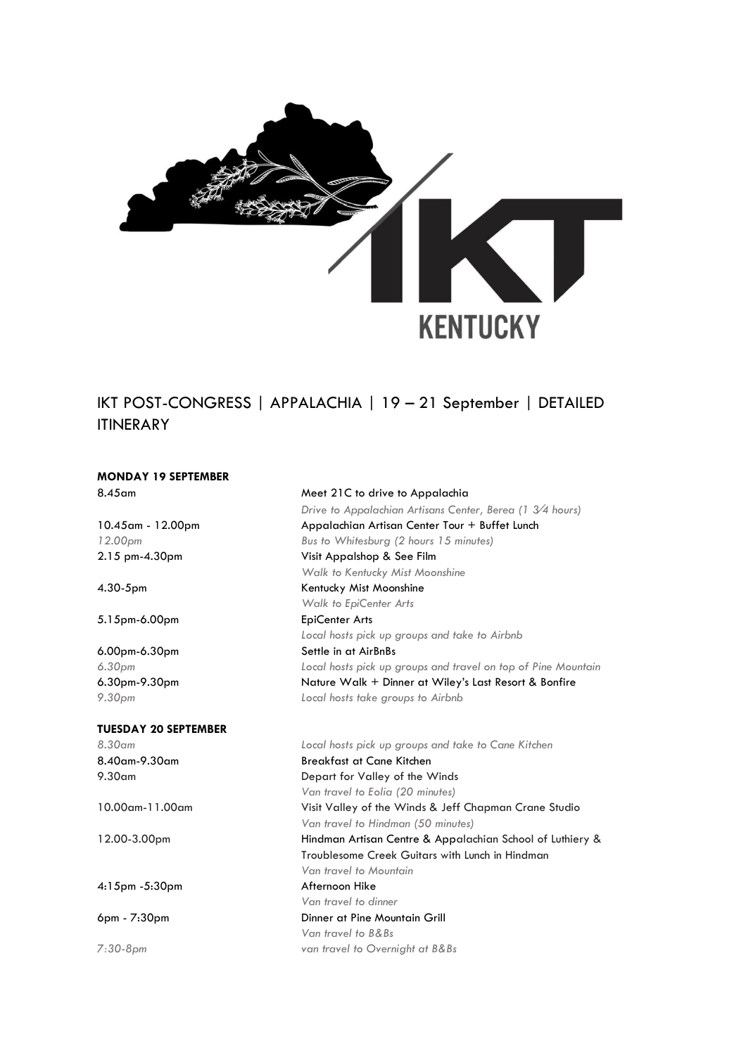IKT KENTUCKY

# IKT POST-CONGRESS | APPALACHIA | 19 – 21 September | DETAILED ITINERARY

**MONDAY 19 SEPTEMBER**

| | |
|---|---|
| 8.45am | Meet 21C to drive to Appalachia |
| | *Drive to Appalachian Artisans Center, Berea (1 3⁄4 hours)* |
| 10.45am - 12.00pm | Appalachian Artisan Center Tour + Buffet Lunch |
| *12.00pm* | *Bus to Whitesburg (2 hours 15 minutes)* |
| 2.15 pm-4.30pm | Visit Appalshop & See Film |
| | *Walk to Kentucky Mist Moonshine* |
| 4.30-5pm | Kentucky Mist Moonshine |
| | *Walk to EpiCenter Arts* |
| 5.15pm-6.00pm | EpiCenter Arts |
| | *Local hosts pick up groups and take to Airbnb* |
| 6.00pm-6.30pm | Settle in at AirBnBs |
| *6.30pm* | *Local hosts pick up groups and travel on top of Pine Mountain* |
| 6.30pm-9.30pm | Nature Walk + Dinner at Wiley's Last Resort & Bonfire |
| *9.30pm* | *Local hosts take groups to Airbnb* |

**TUESDAY 20 SEPTEMBER**

| | |
|---|---|
| *8.30am* | *Local hosts pick up groups and take to Cane Kitchen* |
| 8.40am-9.30am | Breakfast at Cane Kitchen |
| 9.30am | Depart for Valley of the Winds |
| | *Van travel to Eolia (20 minutes)* |
| 10.00am-11.00am | Visit Valley of the Winds & Jeff Chapman Crane Studio |
| | *Van travel to Hindman (50 minutes)* |
| 12.00-3.00pm | Hindman Artisan Centre & Appalachian School of Luthiery & Troublesome Creek Guitars with Lunch in Hindman |
| | *Van travel to Mountain* |
| 4:15pm -5:30pm | Afternoon Hike |
| | *Van travel to dinner* |
| 6pm - 7:30pm | Dinner at Pine Mountain Grill |
| | *Van travel to B&Bs* |
| *7:30-8pm* | *van travel to Overnight at B&Bs* |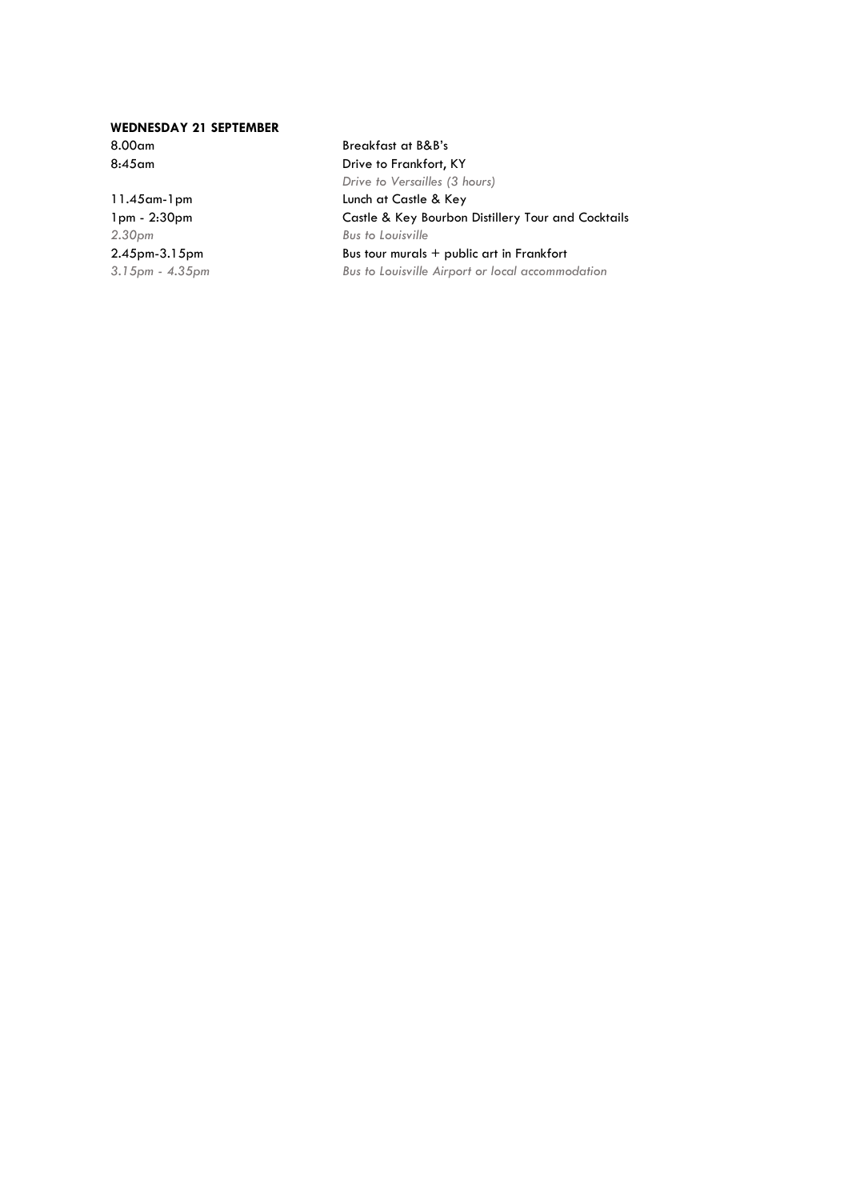**WEDNESDAY 21 SEPTEMBER**

| | |
|---|---|
| 8.00am | Breakfast at B&B's |
| 8:45am | Drive to Frankfort, KY |
| | *Drive to Versailles (3 hours)* |
| 11.45am-1pm | Lunch at Castle & Key |
| 1pm - 2:30pm | Castle & Key Bourbon Distillery Tour and Cocktails |
| *2.30pm* | *Bus to Louisville* |
| 2.45pm-3.15pm | Bus tour murals + public art in Frankfort |
| *3.15pm - 4.35pm* | *Bus to Louisville Airport or local accommodation* |